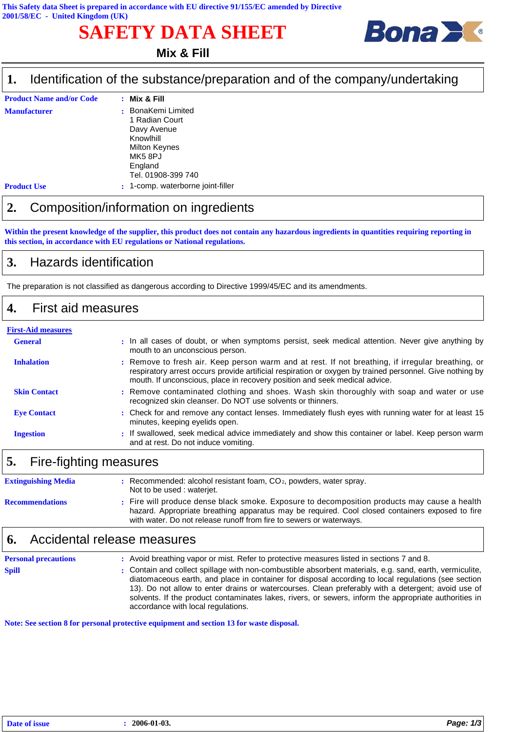This Safety data Sheet is prepared in accordance with EU directive 91/155/EC amended by Directive 2001/58/EC - United Kingdom (UK)

# SAFETY DATA SHEET

**Mix & Fill**

## 1. Identification of the substance/preparation and of the company/undertaking

**Product Name and/or Code** : **Mix & Fill**

**Manufacturer** : BonaKemi Limited
1 Radian Court
Davy Avenue
Knowlhill
Milton Keynes
MK5 8PJ
England
Tel. 01908-399 740

**Product Use** : 1-comp. waterborne joint-filler

## 2. Composition/information on ingredients

**Within the present knowledge of the supplier, this product does not contain any hazardous ingredients in quantities requiring reporting in this section, in accordance with EU regulations or National regulations.**

## 3. Hazards identification

The preparation is not classified as dangerous according to Directive 1999/45/EC and its amendments.

## 4. First aid measures

**First-Aid measures**

**General** : In all cases of doubt, or when symptoms persist, seek medical attention. Never give anything by mouth to an unconscious person.

**Inhalation** : Remove to fresh air. Keep person warm and at rest. If not breathing, if irregular breathing, or respiratory arrest occurs provide artificial respiration or oxygen by trained personnel. Give nothing by mouth. If unconscious, place in recovery position and seek medical advice.

**Skin Contact** : Remove contaminated clothing and shoes. Wash skin thoroughly with soap and water or use recognized skin cleanser. Do NOT use solvents or thinners.

**Eye Contact** : Check for and remove any contact lenses. Immediately flush eyes with running water for at least 15 minutes, keeping eyelids open.

**Ingestion** : If swallowed, seek medical advice immediately and show this container or label. Keep person warm and at rest. Do not induce vomiting.

## 5. Fire-fighting measures

**Extinguishing Media** : Recommended: alcohol resistant foam, $CO_2$, powders, water spray.
Not to be used : waterjet.

**Recommendations** : Fire will produce dense black smoke. Exposure to decomposition products may cause a health hazard. Appropriate breathing apparatus may be required. Cool closed containers exposed to fire with water. Do not release runoff from fire to sewers or waterways.

## 6. Accidental release measures

**Personal precautions** : Avoid breathing vapor or mist. Refer to protective measures listed in sections 7 and 8.

**Spill** : Contain and collect spillage with non-combustible absorbent materials, e.g. sand, earth, vermiculite, diatomaceous earth, and place in container for disposal according to local regulations (see section 13). Do not allow to enter drains or watercourses. Clean preferably with a detergent; avoid use of solvents. If the product contaminates lakes, rivers, or sewers, inform the appropriate authorities in accordance with local regulations.

**Note: See section 8 for personal protective equipment and section 13 for waste disposal.**

**Date of issue** : **2006-01-03.**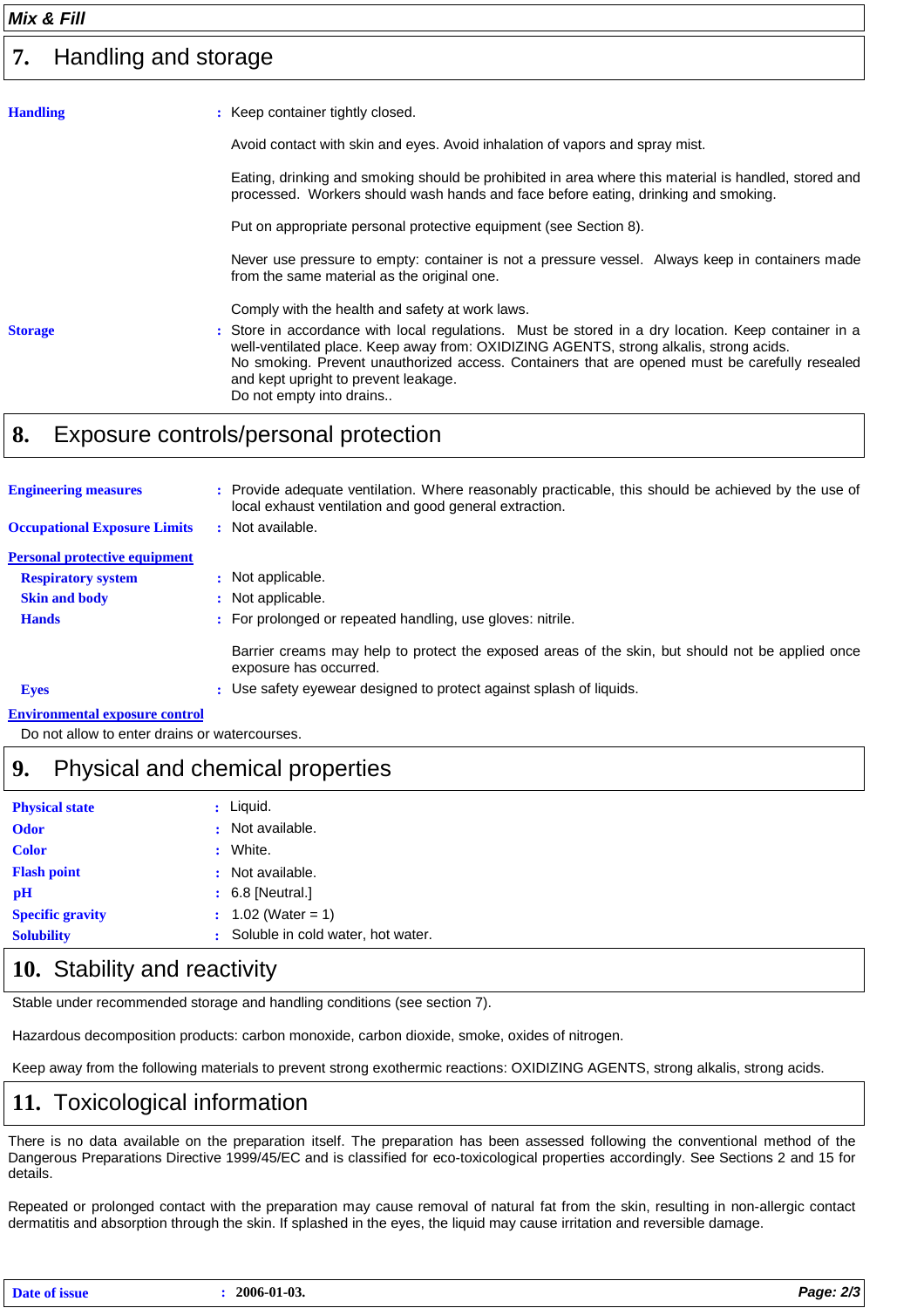## 7. Handling and storage

**Handling** : Keep container tightly closed.

Avoid contact with skin and eyes. Avoid inhalation of vapors and spray mist.

Eating, drinking and smoking should be prohibited in area where this material is handled, stored and processed. Workers should wash hands and face before eating, drinking and smoking.

Put on appropriate personal protective equipment (see Section 8).

Never use pressure to empty: container is not a pressure vessel. Always keep in containers made from the same material as the original one.

Comply with the health and safety at work laws.

**Storage** : Store in accordance with local regulations. Must be stored in a dry location. Keep container in a well-ventilated place. Keep away from: OXIDIZING AGENTS, strong alkalis, strong acids.
No smoking. Prevent unauthorized access. Containers that are opened must be carefully resealed and kept upright to prevent leakage.
Do not empty into drains..

## 8. Exposure controls/personal protection

**Engineering measures** : Provide adequate ventilation. Where reasonably practicable, this should be achieved by the use of local exhaust ventilation and good general extraction.

**Occupational Exposure Limits** : Not available.

**Personal protective equipment**

- **Respiratory system** : Not applicable.
- **Skin and body** : Not applicable.
- **Hands** : For prolonged or repeated handling, use gloves: nitrile.

  Barrier creams may help to protect the exposed areas of the skin, but should not be applied once exposure has occurred.
- **Eyes** : Use safety eyewear designed to protect against splash of liquids.

**Environmental exposure control**

Do not allow to enter drains or watercourses.

## 9. Physical and chemical properties

| | |
|---|---|
| **Physical state** | : Liquid. |
| **Odor** | : Not available. |
| **Color** | : White. |
| **Flash point** | : Not available. |
| **pH** | : 6.8 [Neutral.] |
| **Specific gravity** | : 1.02 (Water = 1) |
| **Solubility** | : Soluble in cold water, hot water. |

## 10. Stability and reactivity

Stable under recommended storage and handling conditions (see section 7).

Hazardous decomposition products: carbon monoxide, carbon dioxide, smoke, oxides of nitrogen.

Keep away from the following materials to prevent strong exothermic reactions: OXIDIZING AGENTS, strong alkalis, strong acids.

## 11. Toxicological information

There is no data available on the preparation itself. The preparation has been assessed following the conventional method of the Dangerous Preparations Directive 1999/45/EC and is classified for eco-toxicological properties accordingly. See Sections 2 and 15 for details.

Repeated or prolonged contact with the preparation may cause removal of natural fat from the skin, resulting in non-allergic contact dermatitis and absorption through the skin. If splashed in the eyes, the liquid may cause irritation and reversible damage.

**Date of issue** : **2006-01-03.**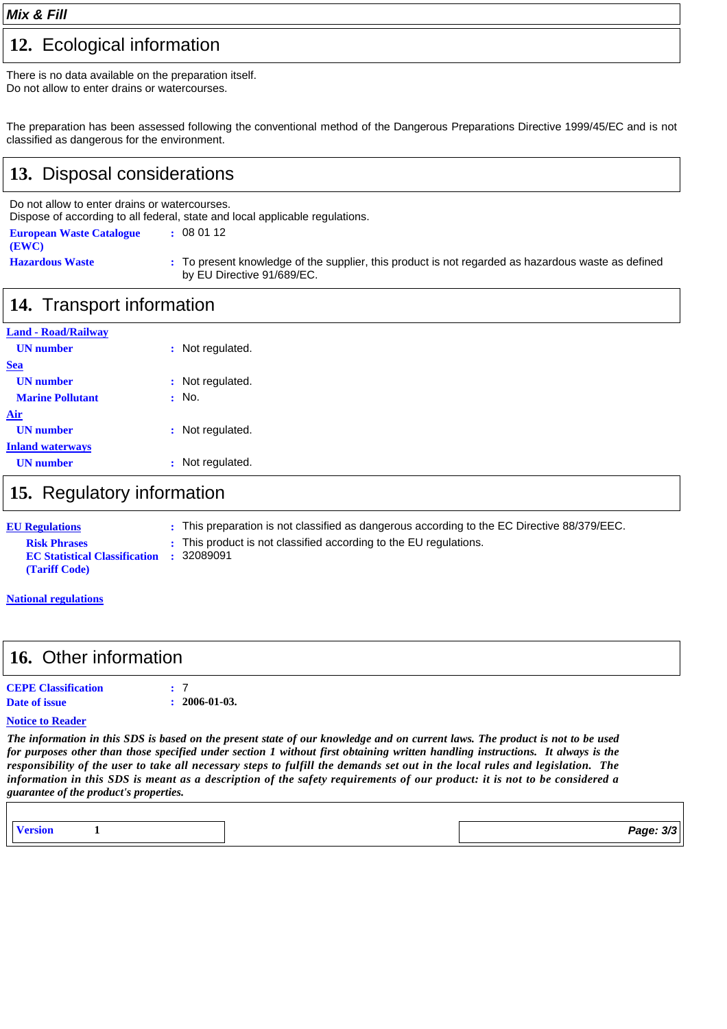## 12. Ecological information

There is no data available on the preparation itself.
Do not allow to enter drains or watercourses.

The preparation has been assessed following the conventional method of the Dangerous Preparations Directive 1999/45/EC and is not classified as dangerous for the environment.

## 13. Disposal considerations

Do not allow to enter drains or watercourses.
Dispose of according to all federal, state and local applicable regulations.

**European Waste Catalogue (EWC)** : 08 01 12

**Hazardous Waste** : To present knowledge of the supplier, this product is not regarded as hazardous waste as defined by EU Directive 91/689/EC.

## 14. Transport information

**Land - Road/Railway**

**UN number** : Not regulated.

**Sea**

**UN number** : Not regulated.

**Marine Pollutant** : No.

**Air**

**UN number** : Not regulated.

**Inland waterways**

**UN number** : Not regulated.

## 15. Regulatory information

**EU Regulations** : This preparation is not classified as dangerous according to the EC Directive 88/379/EEC.

**Risk Phrases** : This product is not classified according to the EU regulations.

**EC Statistical Classification (Tariff Code)** : 32089091

**National regulations**

## 16. Other information

**CEPE Classification** : 7

**Date of issue** : **2006-01-03.**

**Notice to Reader**

***The information in this SDS is based on the present state of our knowledge and on current laws. The product is not to be used for purposes other than those specified under section 1 without first obtaining written handling instructions. It always is the responsibility of the user to take all necessary steps to fulfill the demands set out in the local rules and legislation. The information in this SDS is meant as a description of the safety requirements of our product: it is not to be considered a guarantee of the product's properties.***

**Version** **1**